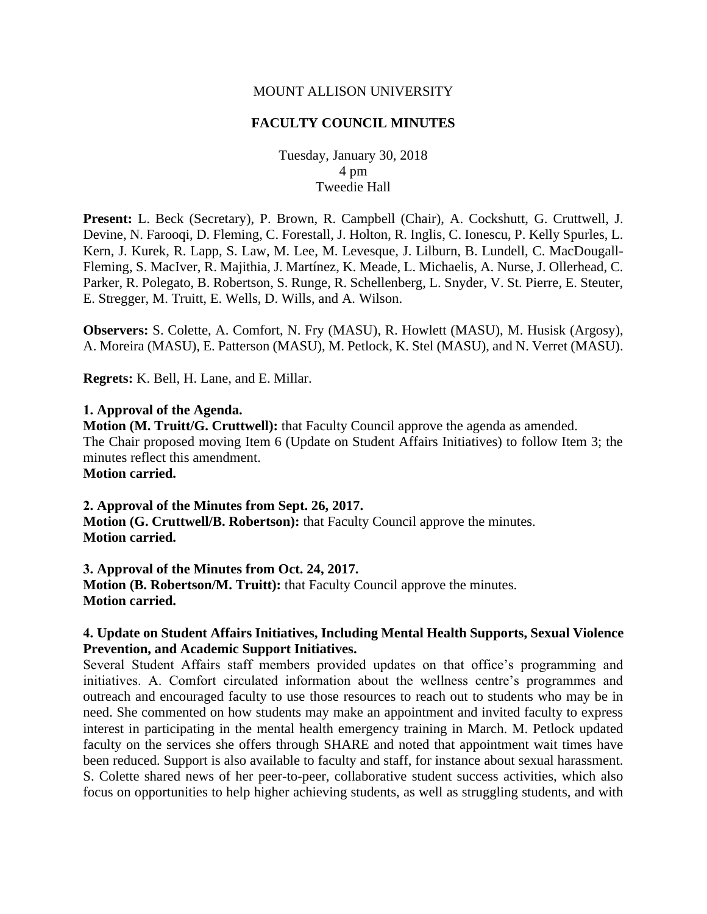MOUNT ALLISON UNIVERSITY

**FACULTY COUNCIL MINUTES**

Tuesday, January 30, 2018
4 pm
Tweedie Hall

**Present:** L. Beck (Secretary), P. Brown, R. Campbell (Chair), A. Cockshutt, G. Cruttwell, J. Devine, N. Farooqi, D. Fleming, C. Forestall, J. Holton, R. Inglis, C. Ionescu, P. Kelly Spurles, L. Kern, J. Kurek, R. Lapp, S. Law, M. Lee, M. Levesque, J. Lilburn, B. Lundell, C. MacDougall-Fleming, S. MacIver, R. Majithia, J. Martínez, K. Meade, L. Michaelis, A. Nurse, J. Ollerhead, C. Parker, R. Polegato, B. Robertson, S. Runge, R. Schellenberg, L. Snyder, V. St. Pierre, E. Steuter, E. Stregger, M. Truitt, E. Wells, D. Wills, and A. Wilson.

**Observers:** S. Colette, A. Comfort, N. Fry (MASU), R. Howlett (MASU), M. Husisk (Argosy), A. Moreira (MASU), E. Patterson (MASU), M. Petlock, K. Stel (MASU), and N. Verret (MASU).

**Regrets:** K. Bell, H. Lane, and E. Millar.

**1. Approval of the Agenda.**
**Motion (M. Truitt/G. Cruttwell):** that Faculty Council approve the agenda as amended.
The Chair proposed moving Item 6 (Update on Student Affairs Initiatives) to follow Item 3; the minutes reflect this amendment.
**Motion carried.**

**2. Approval of the Minutes from Sept. 26, 2017.**
**Motion (G. Cruttwell/B. Robertson):** that Faculty Council approve the minutes.
**Motion carried.**

**3. Approval of the Minutes from Oct. 24, 2017.**
**Motion (B. Robertson/M. Truitt):** that Faculty Council approve the minutes.
**Motion carried.**

**4. Update on Student Affairs Initiatives, Including Mental Health Supports, Sexual Violence Prevention, and Academic Support Initiatives.**
Several Student Affairs staff members provided updates on that office's programming and initiatives. A. Comfort circulated information about the wellness centre's programmes and outreach and encouraged faculty to use those resources to reach out to students who may be in need. She commented on how students may make an appointment and invited faculty to express interest in participating in the mental health emergency training in March. M. Petlock updated faculty on the services she offers through SHARE and noted that appointment wait times have been reduced. Support is also available to faculty and staff, for instance about sexual harassment. S. Colette shared news of her peer-to-peer, collaborative student success activities, which also focus on opportunities to help higher achieving students, as well as struggling students, and with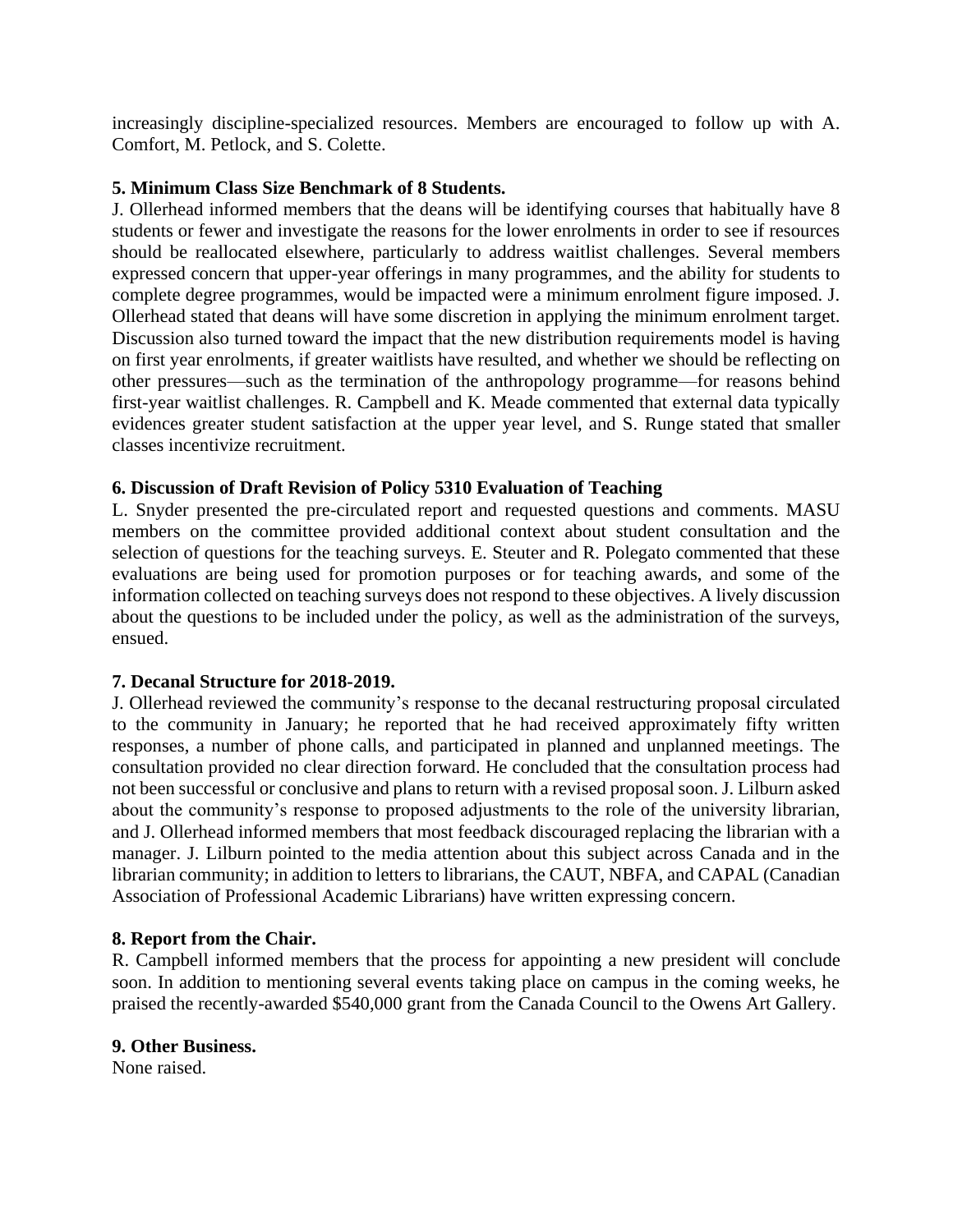increasingly discipline-specialized resources. Members are encouraged to follow up with A. Comfort, M. Petlock, and S. Colette.

**5. Minimum Class Size Benchmark of 8 Students.**

J. Ollerhead informed members that the deans will be identifying courses that habitually have 8 students or fewer and investigate the reasons for the lower enrolments in order to see if resources should be reallocated elsewhere, particularly to address waitlist challenges. Several members expressed concern that upper-year offerings in many programmes, and the ability for students to complete degree programmes, would be impacted were a minimum enrolment figure imposed. J. Ollerhead stated that deans will have some discretion in applying the minimum enrolment target. Discussion also turned toward the impact that the new distribution requirements model is having on first year enrolments, if greater waitlists have resulted, and whether we should be reflecting on other pressures—such as the termination of the anthropology programme—for reasons behind first-year waitlist challenges. R. Campbell and K. Meade commented that external data typically evidences greater student satisfaction at the upper year level, and S. Runge stated that smaller classes incentivize recruitment.

**6. Discussion of Draft Revision of Policy 5310 Evaluation of Teaching**

L. Snyder presented the pre-circulated report and requested questions and comments. MASU members on the committee provided additional context about student consultation and the selection of questions for the teaching surveys. E. Steuter and R. Polegato commented that these evaluations are being used for promotion purposes or for teaching awards, and some of the information collected on teaching surveys does not respond to these objectives. A lively discussion about the questions to be included under the policy, as well as the administration of the surveys, ensued.

**7. Decanal Structure for 2018-2019.**

J. Ollerhead reviewed the community's response to the decanal restructuring proposal circulated to the community in January; he reported that he had received approximately fifty written responses, a number of phone calls, and participated in planned and unplanned meetings. The consultation provided no clear direction forward. He concluded that the consultation process had not been successful or conclusive and plans to return with a revised proposal soon. J. Lilburn asked about the community's response to proposed adjustments to the role of the university librarian, and J. Ollerhead informed members that most feedback discouraged replacing the librarian with a manager. J. Lilburn pointed to the media attention about this subject across Canada and in the librarian community; in addition to letters to librarians, the CAUT, NBFA, and CAPAL (Canadian Association of Professional Academic Librarians) have written expressing concern.

**8. Report from the Chair.**

R. Campbell informed members that the process for appointing a new president will conclude soon. In addition to mentioning several events taking place on campus in the coming weeks, he praised the recently-awarded $540,000 grant from the Canada Council to the Owens Art Gallery.

**9. Other Business.**

None raised.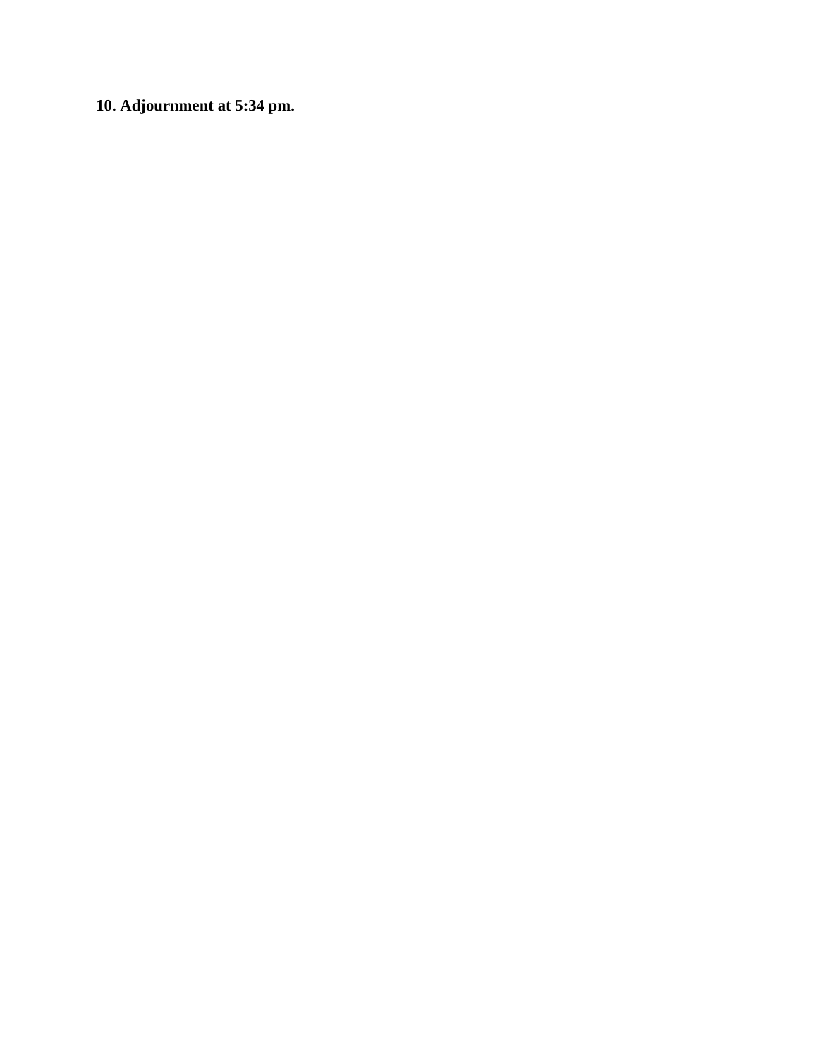**10. Adjournment at 5:34 pm.**